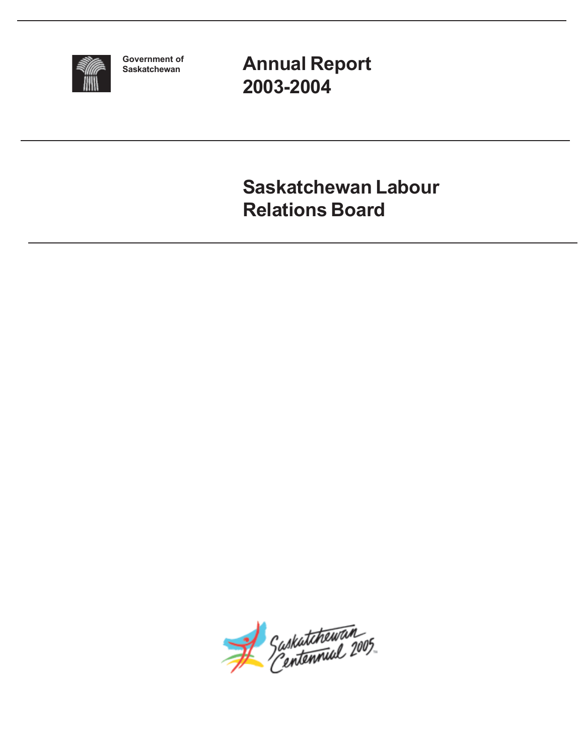Government of Saskatchewan

# Annual Report 2003-2004

# Saskatchewan Labour Relations Board

Saskatchewan Centennial 2005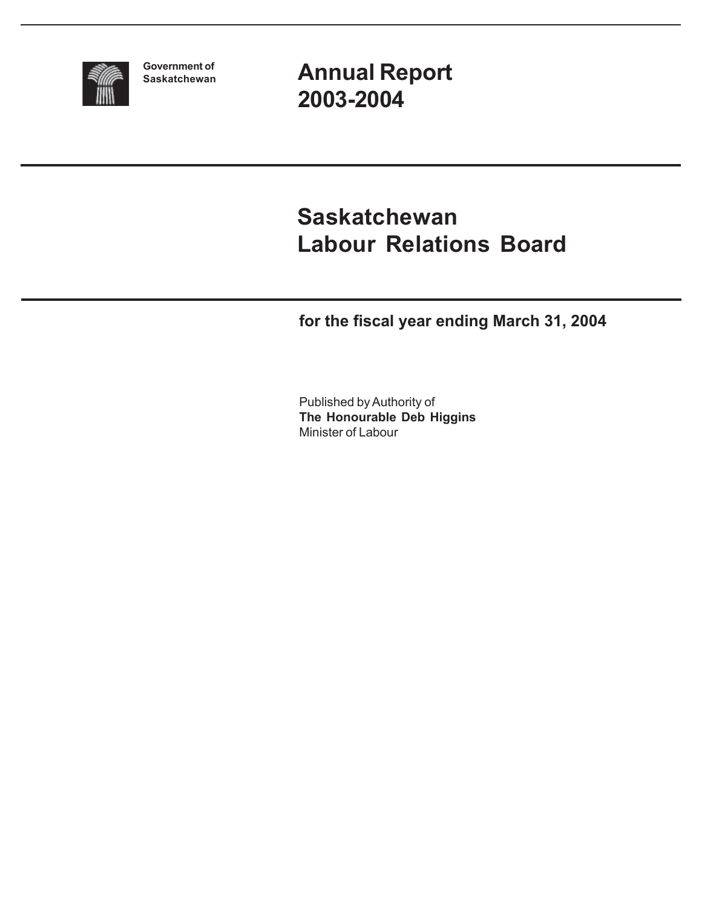Government of Saskatchewan

# Annual Report 2003-2004

# Saskatchewan Labour Relations Board

**for the fiscal year ending March 31, 2004**

Published by Authority of
**The Honourable Deb Higgins**
Minister of Labour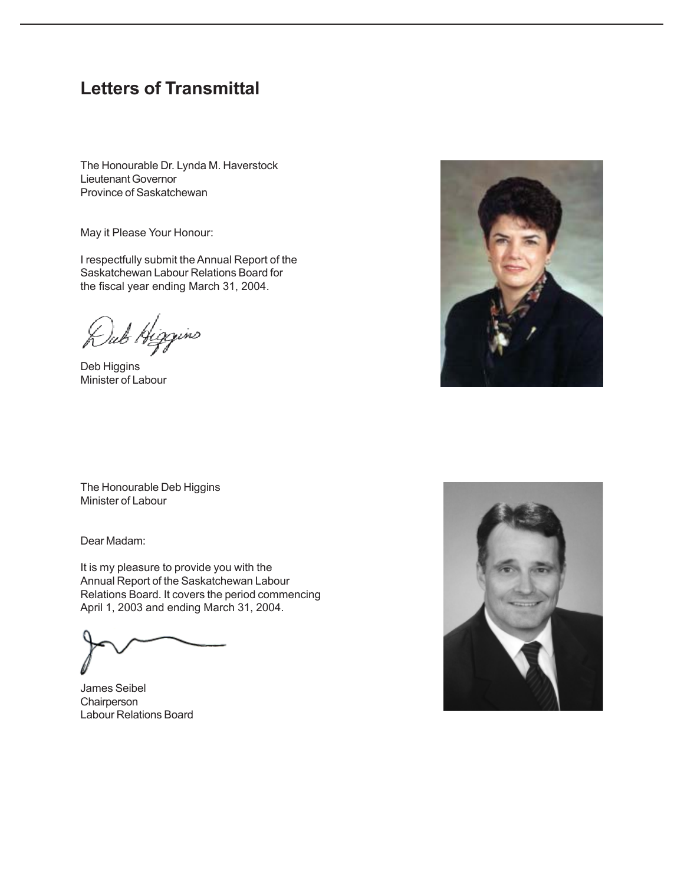# Letters of Transmittal

The Honourable Dr. Lynda M. Haverstock
Lieutenant Governor
Province of Saskatchewan

May it Please Your Honour:

I respectfully submit the Annual Report of the Saskatchewan Labour Relations Board for the fiscal year ending March 31, 2004.

Deb Higgins
Minister of Labour

The Honourable Deb Higgins
Minister of Labour

Dear Madam:

It is my pleasure to provide you with the Annual Report of the Saskatchewan Labour Relations Board. It covers the period commencing April 1, 2003 and ending March 31, 2004.

James Seibel
Chairperson
Labour Relations Board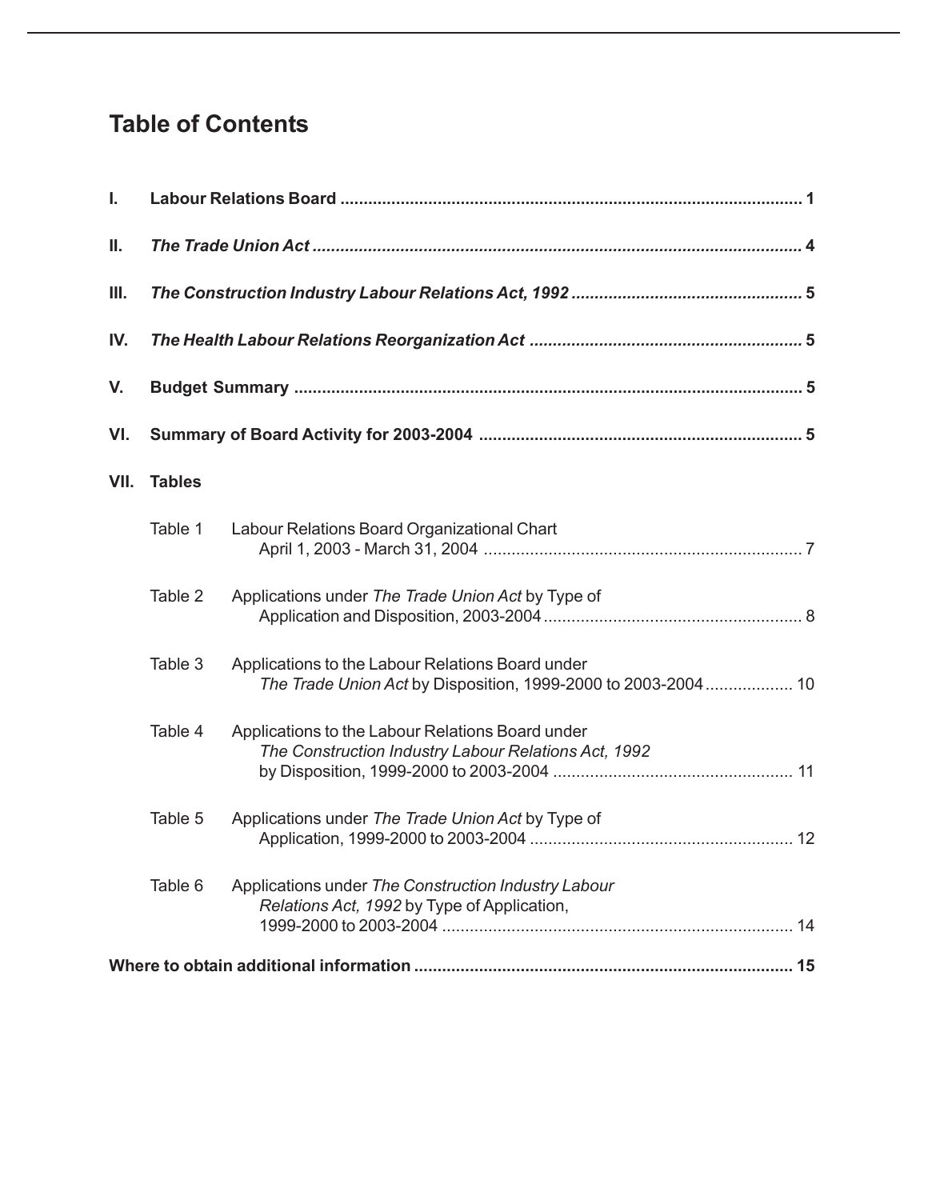# Table of Contents

| | | |
|---|---|---|
| **I.** | **Labour Relations Board** | **1** |
| **II.** | ***The Trade Union Act*** | **4** |
| **III.** | ***The Construction Industry Labour Relations Act, 1992*** | **5** |
| **IV.** | ***The Health Labour Relations Reorganization Act*** | **5** |
| **V.** | **Budget Summary** | **5** |
| **VI.** | **Summary of Board Activity for 2003-2004** | **5** |
| **VII.** | **Tables** | |

| | | |
|---|---|---|
| Table 1 | Labour Relations Board Organizational Chart April 1, 2003 - March 31, 2004 | 7 |
| Table 2 | Applications under *The Trade Union Act* by Type of Application and Disposition, 2003-2004 | 8 |
| Table 3 | Applications to the Labour Relations Board under *The Trade Union Act* by Disposition, 1999-2000 to 2003-2004 | 10 |
| Table 4 | Applications to the Labour Relations Board under *The Construction Industry Labour Relations Act, 1992* by Disposition, 1999-2000 to 2003-2004 | 11 |
| Table 5 | Applications under *The Trade Union Act* by Type of Application, 1999-2000 to 2003-2004 | 12 |
| Table 6 | Applications under *The Construction Industry Labour Relations Act, 1992* by Type of Application, 1999-2000 to 2003-2004 | 14 |

**Where to obtain additional information** ..... **15**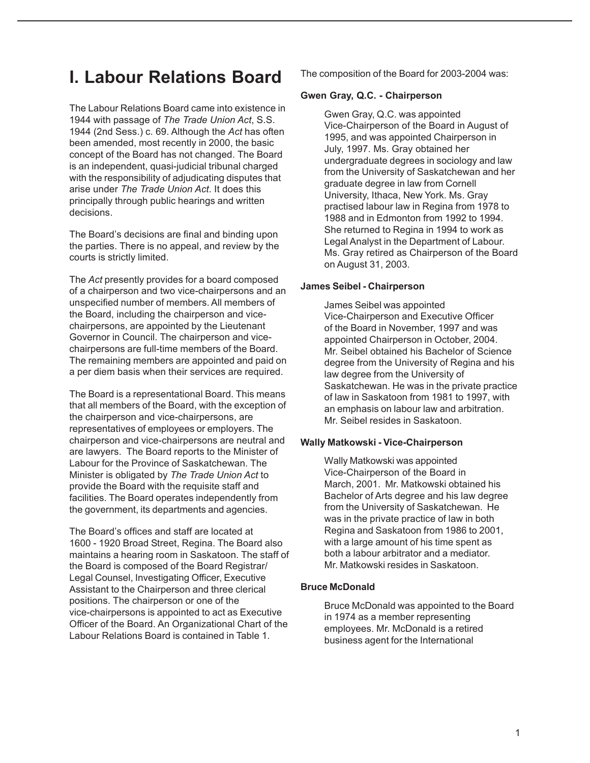# I. Labour Relations Board

The Labour Relations Board came into existence in 1944 with passage of *The Trade Union Act*, S.S. 1944 (2nd Sess.) c. 69. Although the *Act* has often been amended, most recently in 2000, the basic concept of the Board has not changed. The Board is an independent, quasi-judicial tribunal charged with the responsibility of adjudicating disputes that arise under *The Trade Union Act*. It does this principally through public hearings and written decisions.

The Board's decisions are final and binding upon the parties. There is no appeal, and review by the courts is strictly limited.

The *Act* presently provides for a board composed of a chairperson and two vice-chairpersons and an unspecified number of members. All members of the Board, including the chairperson and vice-chairpersons, are appointed by the Lieutenant Governor in Council. The chairperson and vice-chairpersons are full-time members of the Board. The remaining members are appointed and paid on a per diem basis when their services are required.

The Board is a representational Board. This means that all members of the Board, with the exception of the chairperson and vice-chairpersons, are representatives of employees or employers. The chairperson and vice-chairpersons are neutral and are lawyers. The Board reports to the Minister of Labour for the Province of Saskatchewan. The Minister is obligated by *The Trade Union Act* to provide the Board with the requisite staff and facilities. The Board operates independently from the government, its departments and agencies.

The Board's offices and staff are located at 1600 - 1920 Broad Street, Regina. The Board also maintains a hearing room in Saskatoon. The staff of the Board is composed of the Board Registrar/ Legal Counsel, Investigating Officer, Executive Assistant to the Chairperson and three clerical positions. The chairperson or one of the vice-chairpersons is appointed to act as Executive Officer of the Board. An Organizational Chart of the Labour Relations Board is contained in Table 1.

The composition of the Board for 2003-2004 was:

**Gwen Gray, Q.C. - Chairperson**

Gwen Gray, Q.C. was appointed Vice-Chairperson of the Board in August of 1995, and was appointed Chairperson in July, 1997. Ms. Gray obtained her undergraduate degrees in sociology and law from the University of Saskatchewan and her graduate degree in law from Cornell University, Ithaca, New York. Ms. Gray practised labour law in Regina from 1978 to 1988 and in Edmonton from 1992 to 1994. She returned to Regina in 1994 to work as Legal Analyst in the Department of Labour. Ms. Gray retired as Chairperson of the Board on August 31, 2003.

**James Seibel - Chairperson**

James Seibel was appointed Vice-Chairperson and Executive Officer of the Board in November, 1997 and was appointed Chairperson in October, 2004. Mr. Seibel obtained his Bachelor of Science degree from the University of Regina and his law degree from the University of Saskatchewan. He was in the private practice of law in Saskatoon from 1981 to 1997, with an emphasis on labour law and arbitration. Mr. Seibel resides in Saskatoon.

**Wally Matkowski - Vice-Chairperson**

Wally Matkowski was appointed Vice-Chairperson of the Board in March, 2001. Mr. Matkowski obtained his Bachelor of Arts degree and his law degree from the University of Saskatchewan. He was in the private practice of law in both Regina and Saskatoon from 1986 to 2001, with a large amount of his time spent as both a labour arbitrator and a mediator. Mr. Matkowski resides in Saskatoon.

**Bruce McDonald**

Bruce McDonald was appointed to the Board in 1974 as a member representing employees. Mr. McDonald is a retired business agent for the International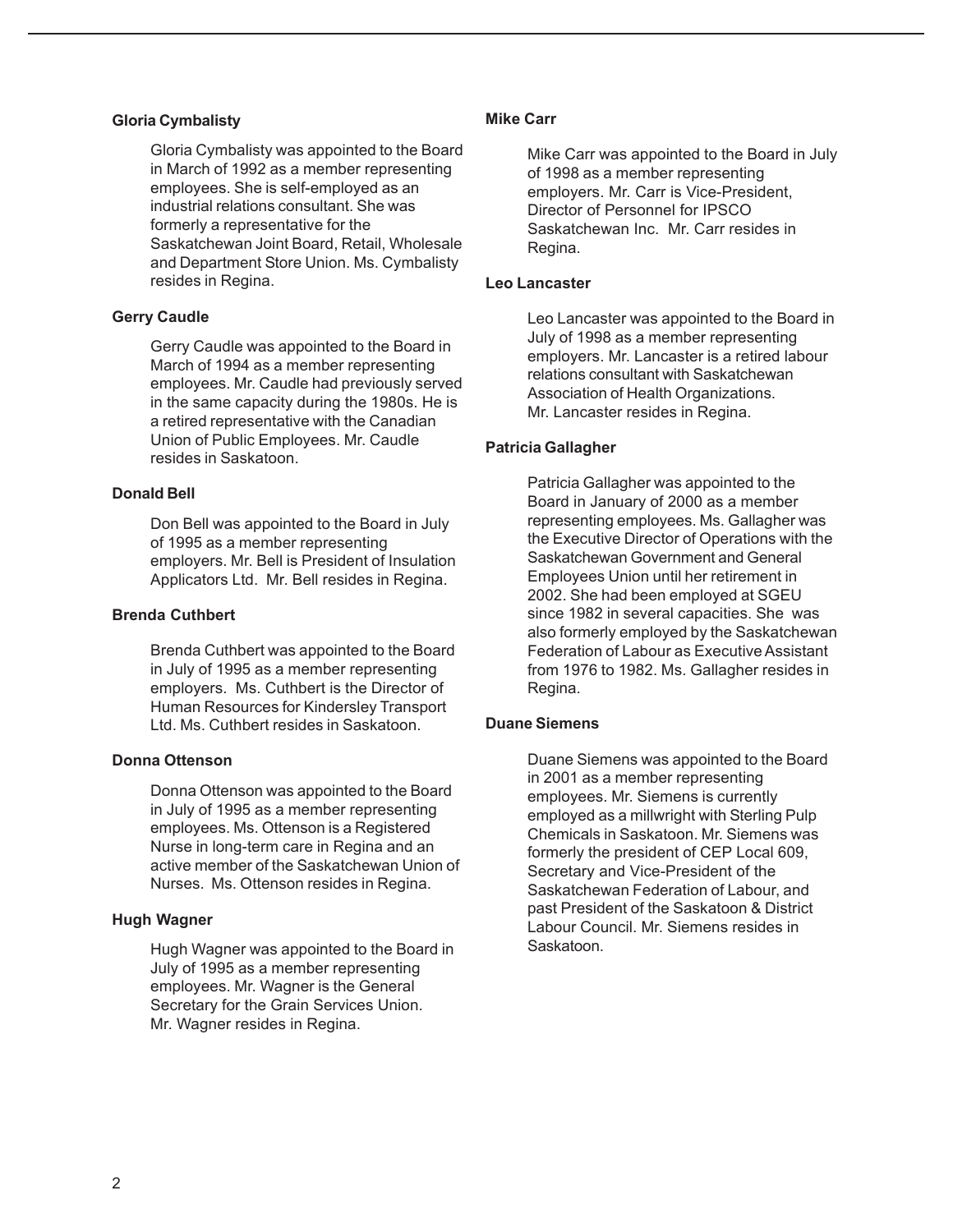**Gloria Cymbalisty**

Gloria Cymbalisty was appointed to the Board in March of 1992 as a member representing employees. She is self-employed as an industrial relations consultant. She was formerly a representative for the Saskatchewan Joint Board, Retail, Wholesale and Department Store Union. Ms. Cymbalisty resides in Regina.

**Gerry Caudle**

Gerry Caudle was appointed to the Board in March of 1994 as a member representing employees. Mr. Caudle had previously served in the same capacity during the 1980s. He is a retired representative with the Canadian Union of Public Employees. Mr. Caudle resides in Saskatoon.

**Donald Bell**

Don Bell was appointed to the Board in July of 1995 as a member representing employers. Mr. Bell is President of Insulation Applicators Ltd. Mr. Bell resides in Regina.

**Brenda Cuthbert**

Brenda Cuthbert was appointed to the Board in July of 1995 as a member representing employers. Ms. Cuthbert is the Director of Human Resources for Kindersley Transport Ltd. Ms. Cuthbert resides in Saskatoon.

**Donna Ottenson**

Donna Ottenson was appointed to the Board in July of 1995 as a member representing employees. Ms. Ottenson is a Registered Nurse in long-term care in Regina and an active member of the Saskatchewan Union of Nurses. Ms. Ottenson resides in Regina.

**Hugh Wagner**

Hugh Wagner was appointed to the Board in July of 1995 as a member representing employees. Mr. Wagner is the General Secretary for the Grain Services Union. Mr. Wagner resides in Regina.

**Mike Carr**

Mike Carr was appointed to the Board in July of 1998 as a member representing employers. Mr. Carr is Vice-President, Director of Personnel for IPSCO Saskatchewan Inc. Mr. Carr resides in Regina.

**Leo Lancaster**

Leo Lancaster was appointed to the Board in July of 1998 as a member representing employers. Mr. Lancaster is a retired labour relations consultant with Saskatchewan Association of Health Organizations. Mr. Lancaster resides in Regina.

**Patricia Gallagher**

Patricia Gallagher was appointed to the Board in January of 2000 as a member representing employees. Ms. Gallagher was the Executive Director of Operations with the Saskatchewan Government and General Employees Union until her retirement in 2002. She had been employed at SGEU since 1982 in several capacities. She was also formerly employed by the Saskatchewan Federation of Labour as Executive Assistant from 1976 to 1982. Ms. Gallagher resides in Regina.

**Duane Siemens**

Duane Siemens was appointed to the Board in 2001 as a member representing employees. Mr. Siemens is currently employed as a millwright with Sterling Pulp Chemicals in Saskatoon. Mr. Siemens was formerly the president of CEP Local 609, Secretary and Vice-President of the Saskatchewan Federation of Labour, and past President of the Saskatoon & District Labour Council. Mr. Siemens resides in Saskatoon.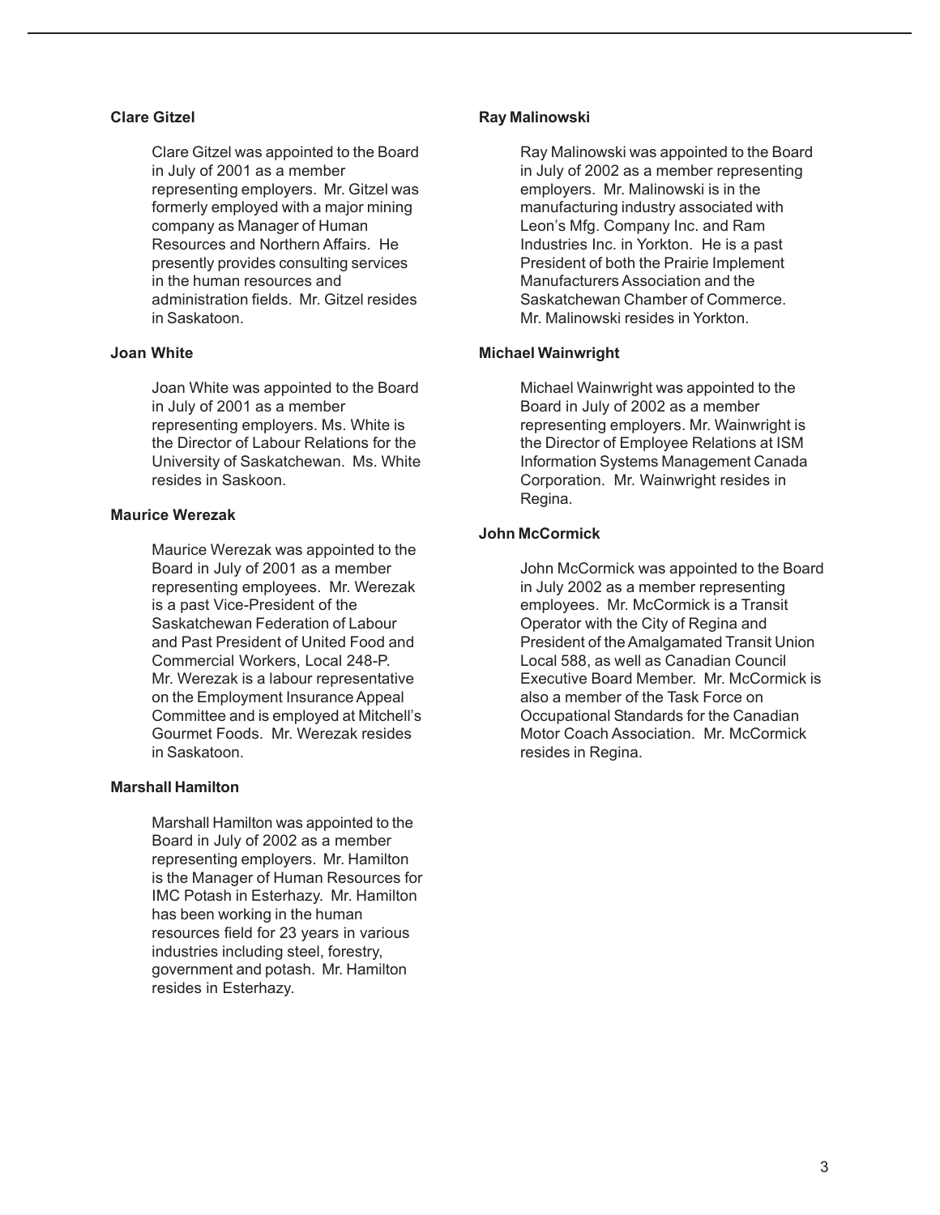**Clare Gitzel**

Clare Gitzel was appointed to the Board in July of 2001 as a member representing employers. Mr. Gitzel was formerly employed with a major mining company as Manager of Human Resources and Northern Affairs. He presently provides consulting services in the human resources and administration fields. Mr. Gitzel resides in Saskatoon.

**Joan White**

Joan White was appointed to the Board in July of 2001 as a member representing employers. Ms. White is the Director of Labour Relations for the University of Saskatchewan. Ms. White resides in Saskoon.

**Maurice Werezak**

Maurice Werezak was appointed to the Board in July of 2001 as a member representing employees. Mr. Werezak is a past Vice-President of the Saskatchewan Federation of Labour and Past President of United Food and Commercial Workers, Local 248-P. Mr. Werezak is a labour representative on the Employment Insurance Appeal Committee and is employed at Mitchell's Gourmet Foods. Mr. Werezak resides in Saskatoon.

**Marshall Hamilton**

Marshall Hamilton was appointed to the Board in July of 2002 as a member representing employers. Mr. Hamilton is the Manager of Human Resources for IMC Potash in Esterhazy. Mr. Hamilton has been working in the human resources field for 23 years in various industries including steel, forestry, government and potash. Mr. Hamilton resides in Esterhazy.

**Ray Malinowski**

Ray Malinowski was appointed to the Board in July of 2002 as a member representing employers. Mr. Malinowski is in the manufacturing industry associated with Leon's Mfg. Company Inc. and Ram Industries Inc. in Yorkton. He is a past President of both the Prairie Implement Manufacturers Association and the Saskatchewan Chamber of Commerce. Mr. Malinowski resides in Yorkton.

**Michael Wainwright**

Michael Wainwright was appointed to the Board in July of 2002 as a member representing employers. Mr. Wainwright is the Director of Employee Relations at ISM Information Systems Management Canada Corporation. Mr. Wainwright resides in Regina.

**John McCormick**

John McCormick was appointed to the Board in July 2002 as a member representing employees. Mr. McCormick is a Transit Operator with the City of Regina and President of the Amalgamated Transit Union Local 588, as well as Canadian Council Executive Board Member. Mr. McCormick is also a member of the Task Force on Occupational Standards for the Canadian Motor Coach Association. Mr. McCormick resides in Regina.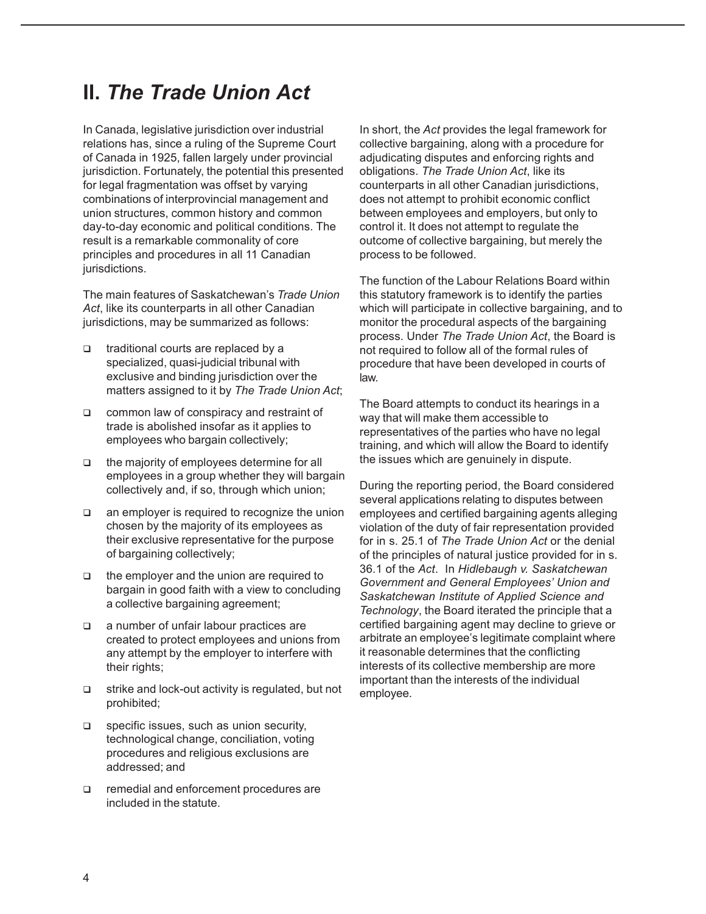## II. *The Trade Union Act*

In Canada, legislative jurisdiction over industrial relations has, since a ruling of the Supreme Court of Canada in 1925, fallen largely under provincial jurisdiction. Fortunately, the potential this presented for legal fragmentation was offset by varying combinations of interprovincial management and union structures, common history and common day-to-day economic and political conditions. The result is a remarkable commonality of core principles and procedures in all 11 Canadian jurisdictions.

The main features of Saskatchewan's *Trade Union Act*, like its counterparts in all other Canadian jurisdictions, may be summarized as follows:

- traditional courts are replaced by a specialized, quasi-judicial tribunal with exclusive and binding jurisdiction over the matters assigned to it by *The Trade Union Act*;
- common law of conspiracy and restraint of trade is abolished insofar as it applies to employees who bargain collectively;
- the majority of employees determine for all employees in a group whether they will bargain collectively and, if so, through which union;
- an employer is required to recognize the union chosen by the majority of its employees as their exclusive representative for the purpose of bargaining collectively;
- the employer and the union are required to bargain in good faith with a view to concluding a collective bargaining agreement;
- a number of unfair labour practices are created to protect employees and unions from any attempt by the employer to interfere with their rights;
- strike and lock-out activity is regulated, but not prohibited;
- specific issues, such as union security, technological change, conciliation, voting procedures and religious exclusions are addressed; and
- remedial and enforcement procedures are included in the statute.

In short, the *Act* provides the legal framework for collective bargaining, along with a procedure for adjudicating disputes and enforcing rights and obligations. *The Trade Union Act*, like its counterparts in all other Canadian jurisdictions, does not attempt to prohibit economic conflict between employees and employers, but only to control it. It does not attempt to regulate the outcome of collective bargaining, but merely the process to be followed.

The function of the Labour Relations Board within this statutory framework is to identify the parties which will participate in collective bargaining, and to monitor the procedural aspects of the bargaining process. Under *The Trade Union Act*, the Board is not required to follow all of the formal rules of procedure that have been developed in courts of law.

The Board attempts to conduct its hearings in a way that will make them accessible to representatives of the parties who have no legal training, and which will allow the Board to identify the issues which are genuinely in dispute.

During the reporting period, the Board considered several applications relating to disputes between employees and certified bargaining agents alleging violation of the duty of fair representation provided for in s. 25.1 of *The Trade Union Act* or the denial of the principles of natural justice provided for in s. 36.1 of the *Act*. In *Hidlebaugh v. Saskatchewan Government and General Employees' Union and Saskatchewan Institute of Applied Science and Technology*, the Board iterated the principle that a certified bargaining agent may decline to grieve or arbitrate an employee's legitimate complaint where it reasonable determines that the conflicting interests of its collective membership are more important than the interests of the individual employee.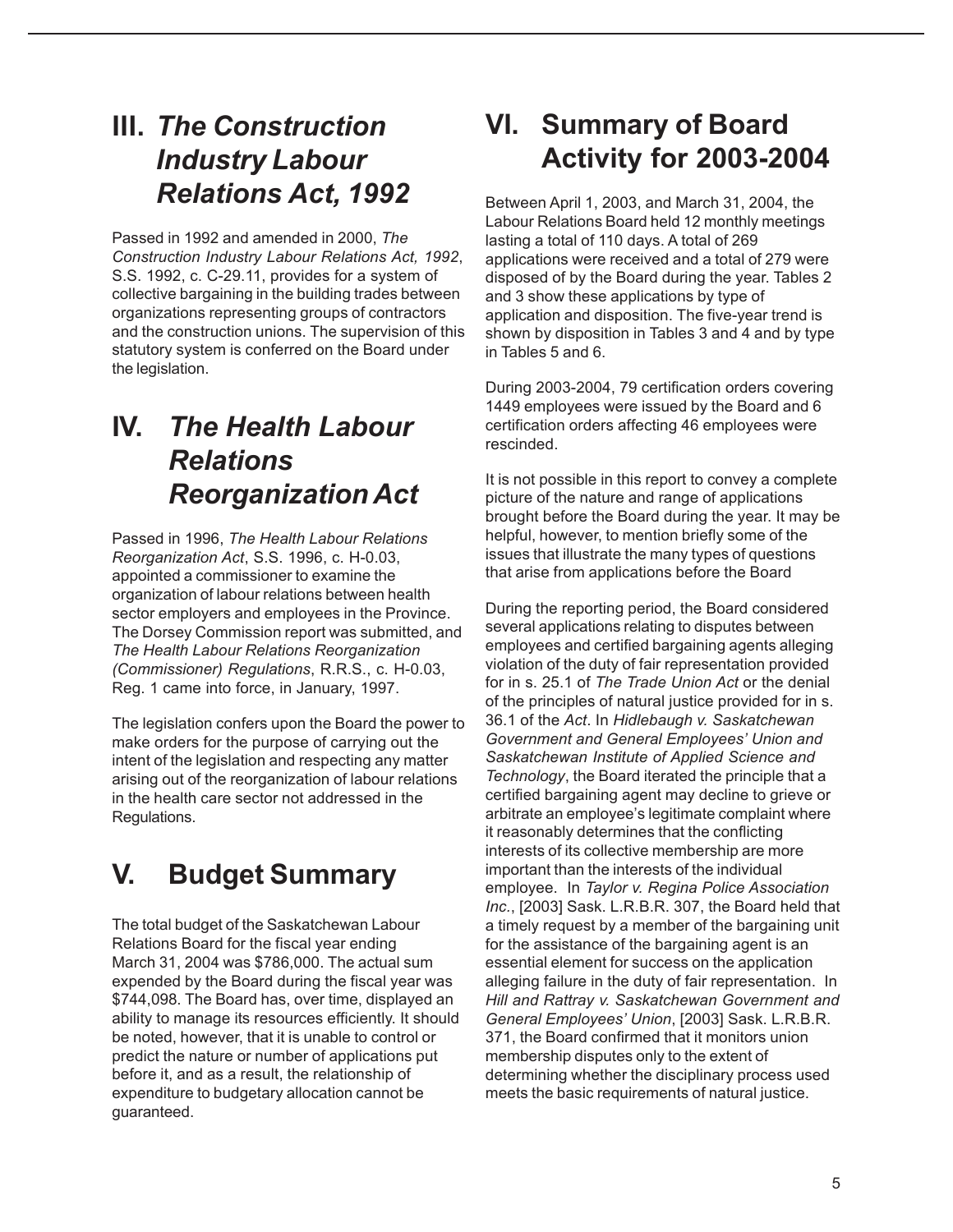# III. *The Construction Industry Labour Relations Act, 1992*

Passed in 1992 and amended in 2000, *The Construction Industry Labour Relations Act, 1992*, S.S. 1992, c. C-29.11, provides for a system of collective bargaining in the building trades between organizations representing groups of contractors and the construction unions. The supervision of this statutory system is conferred on the Board under the legislation.

# IV. *The Health Labour Relations Reorganization Act*

Passed in 1996, *The Health Labour Relations Reorganization Act*, S.S. 1996, c. H-0.03, appointed a commissioner to examine the organization of labour relations between health sector employers and employees in the Province. The Dorsey Commission report was submitted, and *The Health Labour Relations Reorganization (Commissioner) Regulations*, R.R.S., c. H-0.03, Reg. 1 came into force, in January, 1997.

The legislation confers upon the Board the power to make orders for the purpose of carrying out the intent of the legislation and respecting any matter arising out of the reorganization of labour relations in the health care sector not addressed in the Regulations.

# V. Budget Summary

The total budget of the Saskatchewan Labour Relations Board for the fiscal year ending March 31, 2004 was $786,000. The actual sum expended by the Board during the fiscal year was $744,098. The Board has, over time, displayed an ability to manage its resources efficiently. It should be noted, however, that it is unable to control or predict the nature or number of applications put before it, and as a result, the relationship of expenditure to budgetary allocation cannot be guaranteed.

# VI. Summary of Board Activity for 2003-2004

Between April 1, 2003, and March 31, 2004, the Labour Relations Board held 12 monthly meetings lasting a total of 110 days. A total of 269 applications were received and a total of 279 were disposed of by the Board during the year. Tables 2 and 3 show these applications by type of application and disposition. The five-year trend is shown by disposition in Tables 3 and 4 and by type in Tables 5 and 6.

During 2003-2004, 79 certification orders covering 1449 employees were issued by the Board and 6 certification orders affecting 46 employees were rescinded.

It is not possible in this report to convey a complete picture of the nature and range of applications brought before the Board during the year. It may be helpful, however, to mention briefly some of the issues that illustrate the many types of questions that arise from applications before the Board

During the reporting period, the Board considered several applications relating to disputes between employees and certified bargaining agents alleging violation of the duty of fair representation provided for in s. 25.1 of *The Trade Union Act* or the denial of the principles of natural justice provided for in s. 36.1 of the *Act*. In *Hidlebaugh v. Saskatchewan Government and General Employees' Union and Saskatchewan Institute of Applied Science and Technology*, the Board iterated the principle that a certified bargaining agent may decline to grieve or arbitrate an employee's legitimate complaint where it reasonably determines that the conflicting interests of its collective membership are more important than the interests of the individual employee. In *Taylor v. Regina Police Association Inc.*, [2003] Sask. L.R.B.R. 307, the Board held that a timely request by a member of the bargaining unit for the assistance of the bargaining agent is an essential element for success on the application alleging failure in the duty of fair representation. In *Hill and Rattray v. Saskatchewan Government and General Employees' Union*, [2003] Sask. L.R.B.R. 371, the Board confirmed that it monitors union membership disputes only to the extent of determining whether the disciplinary process used meets the basic requirements of natural justice.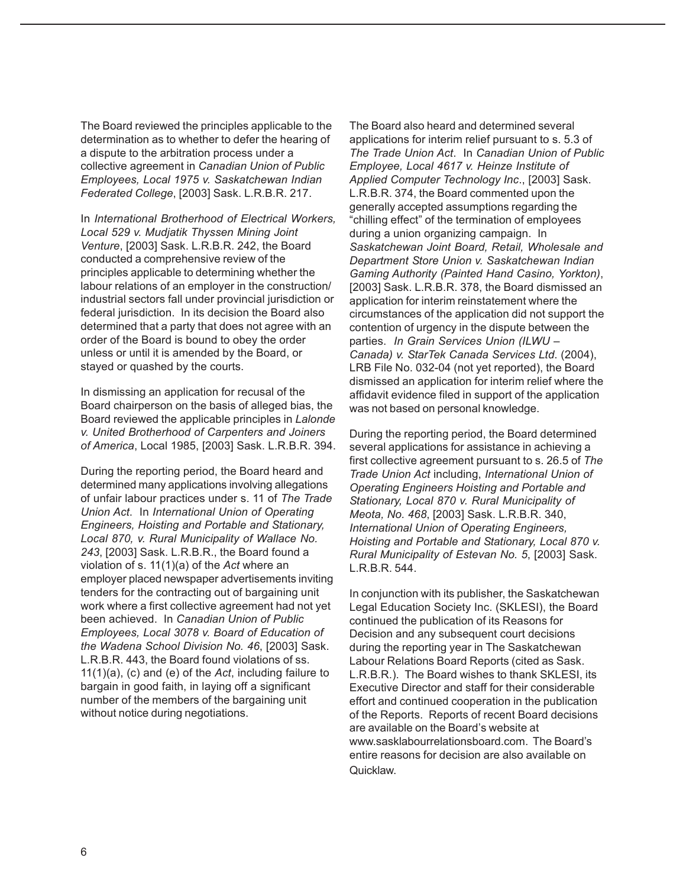The Board reviewed the principles applicable to the determination as to whether to defer the hearing of a dispute to the arbitration process under a collective agreement in *Canadian Union of Public Employees, Local 1975 v. Saskatchewan Indian Federated College*, [2003] Sask. L.R.B.R. 217.

In *International Brotherhood of Electrical Workers, Local 529 v. Mudjatik Thyssen Mining Joint Venture*, [2003] Sask. L.R.B.R. 242, the Board conducted a comprehensive review of the principles applicable to determining whether the labour relations of an employer in the construction/ industrial sectors fall under provincial jurisdiction or federal jurisdiction. In its decision the Board also determined that a party that does not agree with an order of the Board is bound to obey the order unless or until it is amended by the Board, or stayed or quashed by the courts.

In dismissing an application for recusal of the Board chairperson on the basis of alleged bias, the Board reviewed the applicable principles in *Lalonde v. United Brotherhood of Carpenters and Joiners of America*, Local 1985, [2003] Sask. L.R.B.R. 394.

During the reporting period, the Board heard and determined many applications involving allegations of unfair labour practices under s. 11 of *The Trade Union Act*. In *International Union of Operating Engineers, Hoisting and Portable and Stationary, Local 870, v. Rural Municipality of Wallace No. 243*, [2003] Sask. L.R.B.R., the Board found a violation of s. 11(1)(a) of the *Act* where an employer placed newspaper advertisements inviting tenders for the contracting out of bargaining unit work where a first collective agreement had not yet been achieved. In *Canadian Union of Public Employees, Local 3078 v. Board of Education of the Wadena School Division No. 46*, [2003] Sask. L.R.B.R. 443, the Board found violations of ss. 11(1)(a), (c) and (e) of the *Act*, including failure to bargain in good faith, in laying off a significant number of the members of the bargaining unit without notice during negotiations.

The Board also heard and determined several applications for interim relief pursuant to s. 5.3 of *The Trade Union Act*. In *Canadian Union of Public Employee, Local 4617 v. Heinze Institute of Applied Computer Technology Inc*., [2003] Sask. L.R.B.R. 374, the Board commented upon the generally accepted assumptions regarding the "chilling effect" of the termination of employees during a union organizing campaign. In *Saskatchewan Joint Board, Retail, Wholesale and Department Store Union v. Saskatchewan Indian Gaming Authority (Painted Hand Casino, Yorkton)*, [2003] Sask. L.R.B.R. 378, the Board dismissed an application for interim reinstatement where the circumstances of the application did not support the contention of urgency in the dispute between the parties. *In Grain Services Union (ILWU – Canada) v. StarTek Canada Services Ltd.* (2004), LRB File No. 032-04 (not yet reported), the Board dismissed an application for interim relief where the affidavit evidence filed in support of the application was not based on personal knowledge.

During the reporting period, the Board determined several applications for assistance in achieving a first collective agreement pursuant to s. 26.5 of *The Trade Union Act* including, *International Union of Operating Engineers Hoisting and Portable and Stationary, Local 870 v. Rural Municipality of Meota, No. 468*, [2003] Sask. L.R.B.R. 340, *International Union of Operating Engineers, Hoisting and Portable and Stationary, Local 870 v. Rural Municipality of Estevan No. 5*, [2003] Sask. L.R.B.R. 544.

In conjunction with its publisher, the Saskatchewan Legal Education Society Inc. (SKLESI), the Board continued the publication of its Reasons for Decision and any subsequent court decisions during the reporting year in The Saskatchewan Labour Relations Board Reports (cited as Sask. L.R.B.R.). The Board wishes to thank SKLESI, its Executive Director and staff for their considerable effort and continued cooperation in the publication of the Reports. Reports of recent Board decisions are available on the Board's website at www.sasklabourrelationsboard.com. The Board's entire reasons for decision are also available on Quicklaw.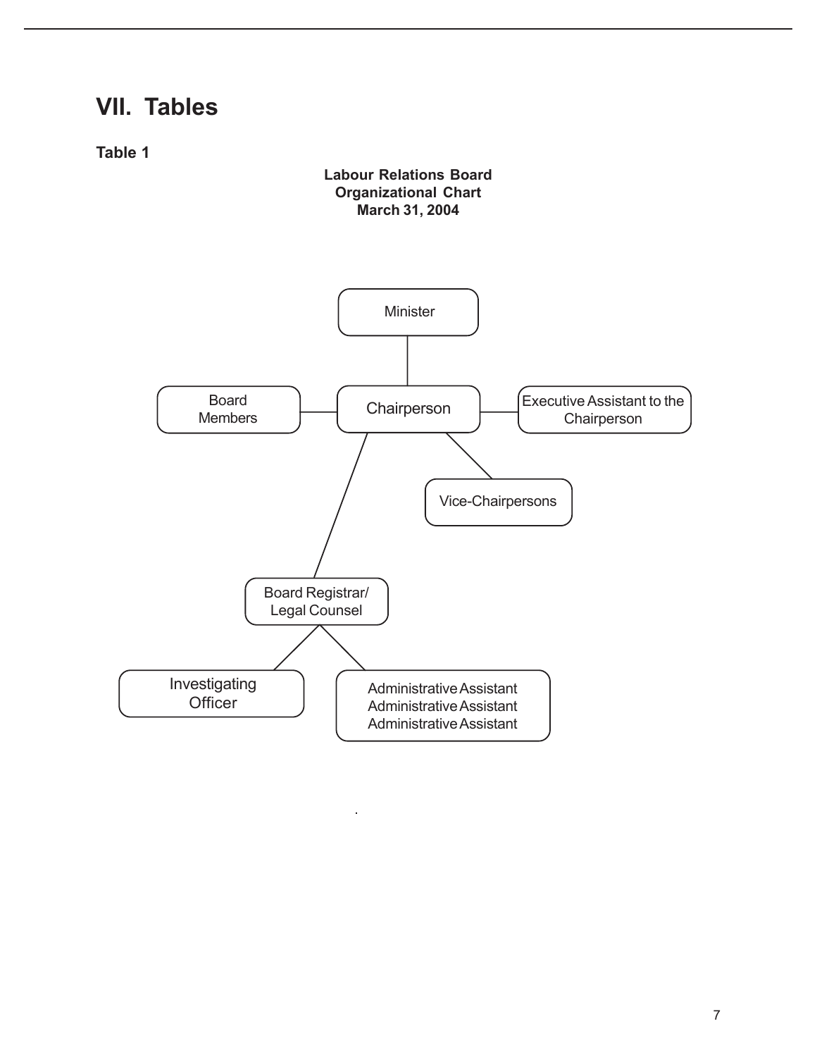# VII. Tables

**Table 1**

**Labour Relations Board**
**Organizational Chart**
**March 31, 2004**

- Minister
  - Chairperson
    - Board Members
    - Executive Assistant to the Chairperson
    - Vice-Chairpersons
    - Board Registrar/ Legal Counsel
      - Investigating Officer
      - Administrative Assistant
        Administrative Assistant
        Administrative Assistant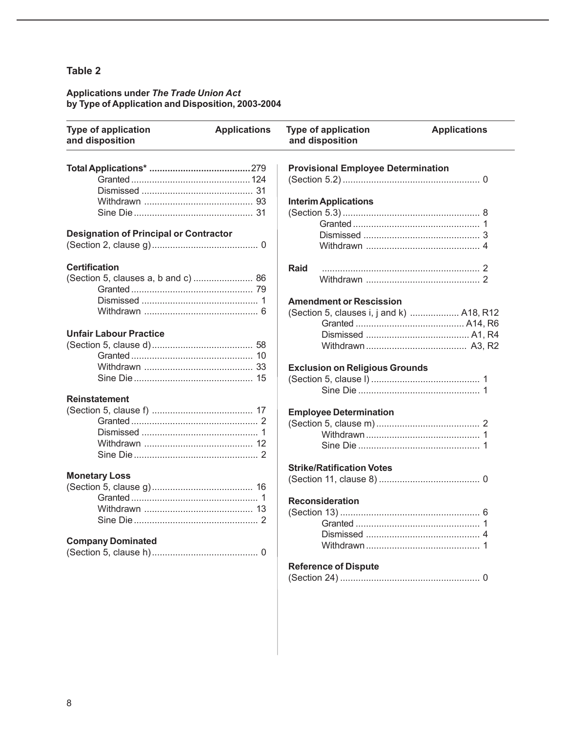## Table 2

**Applications under *The Trade Union Act* by Type of Application and Disposition, 2003-2004**

| Type of application and disposition | Applications |
|---|---|
| **Total Applications*** | 279 |
| Granted | 124 |
| Dismissed | 31 |
| Withdrawn | 93 |
| Sine Die | 31 |
| **Designation of Principal or Contractor** (Section 2, clause g) | 0 |
| **Certification** (Section 5, clauses a, b and c) | 86 |
| Granted | 79 |
| Dismissed | 1 |
| Withdrawn | 6 |
| **Unfair Labour Practice** (Section 5, clause d) | 58 |
| Granted | 10 |
| Withdrawn | 33 |
| Sine Die | 15 |
| **Reinstatement** (Section 5, clause f) | 17 |
| Granted | 2 |
| Dismissed | 1 |
| Withdrawn | 12 |
| Sine Die | 2 |
| **Monetary Loss** (Section 5, clause g) | 16 |
| Granted | 1 |
| Withdrawn | 13 |
| Sine Die | 2 |
| **Company Dominated** (Section 5, clause h) | 0 |
| **Provisional Employee Determination** (Section 5.2) | 0 |
| **Interim Applications** (Section 5.3) | 8 |
| Granted | 1 |
| Dismissed | 3 |
| Withdrawn | 4 |
| **Raid** | 2 |
| Withdrawn | 2 |
| **Amendment or Rescission** (Section 5, clauses i, j and k) | A18, R12 |
| Granted | A14, R6 |
| Dismissed | A1, R4 |
| Withdrawn | A3, R2 |
| **Exclusion on Religious Grounds** (Section 5, clause l) | 1 |
| Sine Die | 1 |
| **Employee Determination** (Section 5, clause m) | 2 |
| Withdrawn | 1 |
| Sine Die | 1 |
| **Strike/Ratification Votes** (Section 11, clause 8) | 0 |
| **Reconsideration** (Section 13) | 6 |
| Granted | 1 |
| Dismissed | 4 |
| Withdrawn | 1 |
| **Reference of Dispute** (Section 24) | 0 |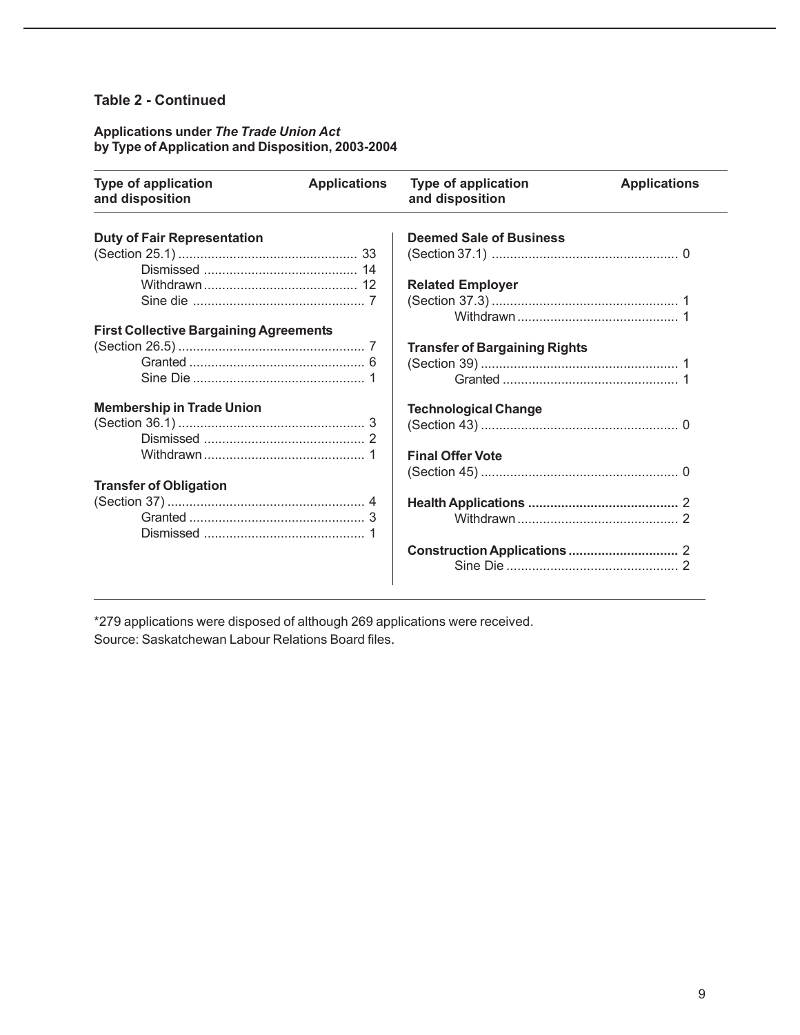**Table 2 - Continued**

**Applications under *The Trade Union Act* by Type of Application and Disposition, 2003-2004**

| Type of application and disposition | Applications |
|---|---|
| **Duty of Fair Representation** | |
| (Section 25.1) | 33 |
| Dismissed | 14 |
| Withdrawn | 12 |
| Sine die | 7 |
| **First Collective Bargaining Agreements** | |
| (Section 26.5) | 7 |
| Granted | 6 |
| Sine Die | 1 |
| **Membership in Trade Union** | |
| (Section 36.1) | 3 |
| Dismissed | 2 |
| Withdrawn | 1 |
| **Transfer of Obligation** | |
| (Section 37) | 4 |
| Granted | 3 |
| Dismissed | 1 |
| **Deemed Sale of Business** | |
| (Section 37.1) | 0 |
| **Related Employer** | |
| (Section 37.3) | 1 |
| Withdrawn | 1 |
| **Transfer of Bargaining Rights** | |
| (Section 39) | 1 |
| Granted | 1 |
| **Technological Change** | |
| (Section 43) | 0 |
| **Final Offer Vote** | |
| (Section 45) | 0 |
| **Health Applications** | 2 |
| Withdrawn | 2 |
| **Construction Applications** | 2 |
| Sine Die | 2 |

*279 applications were disposed of although 269 applications were received.

Source: Saskatchewan Labour Relations Board files.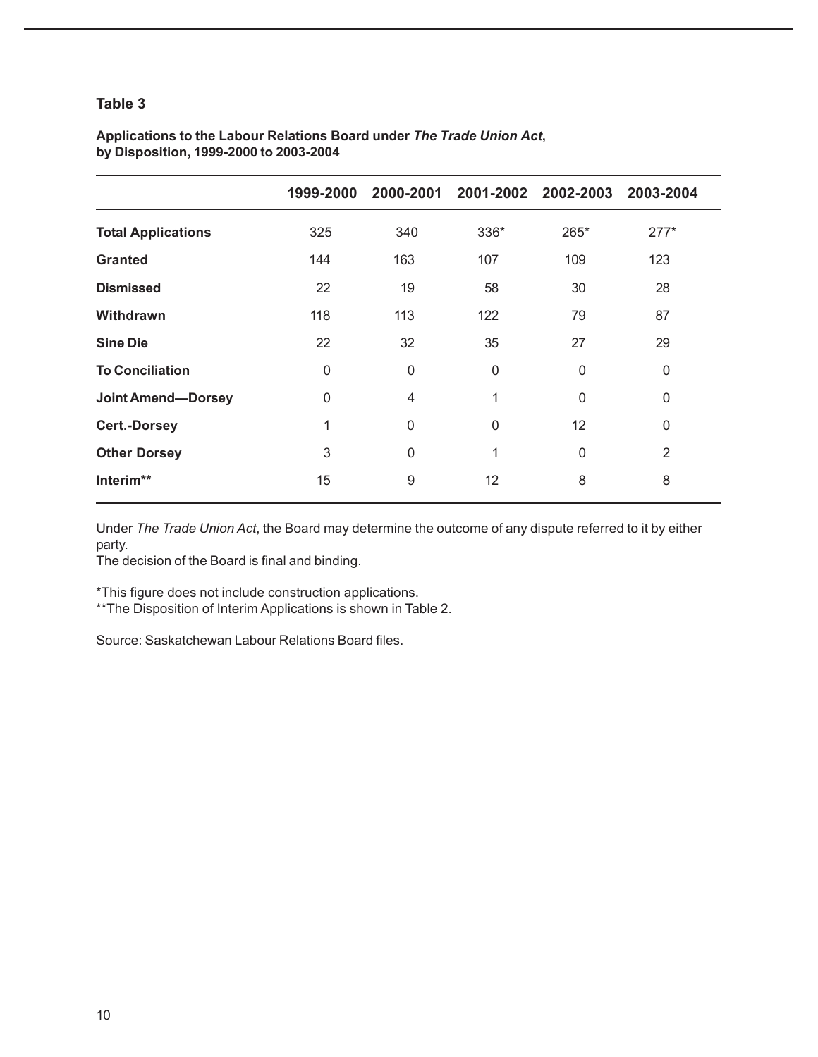## Table 3

**Applications to the Labour Relations Board under *The Trade Union Act*, by Disposition, 1999-2000 to 2003-2004**

| | 1999-2000 | 2000-2001 | 2001-2002 | 2002-2003 | 2003-2004 |
|---|---|---|---|---|---|
| **Total Applications** | 325 | 340 | 336* | 265* | 277* |
| **Granted** | 144 | 163 | 107 | 109 | 123 |
| **Dismissed** | 22 | 19 | 58 | 30 | 28 |
| **Withdrawn** | 118 | 113 | 122 | 79 | 87 |
| **Sine Die** | 22 | 32 | 35 | 27 | 29 |
| **To Conciliation** | 0 | 0 | 0 | 0 | 0 |
| **Joint Amend—Dorsey** | 0 | 4 | 1 | 0 | 0 |
| **Cert.-Dorsey** | 1 | 0 | 0 | 12 | 0 |
| **Other Dorsey** | 3 | 0 | 1 | 0 | 2 |
| **Interim**** | 15 | 9 | 12 | 8 | 8 |

Under *The Trade Union Act*, the Board may determine the outcome of any dispute referred to it by either party.
The decision of the Board is final and binding.

*This figure does not include construction applications.
**The Disposition of Interim Applications is shown in Table 2.

Source: Saskatchewan Labour Relations Board files.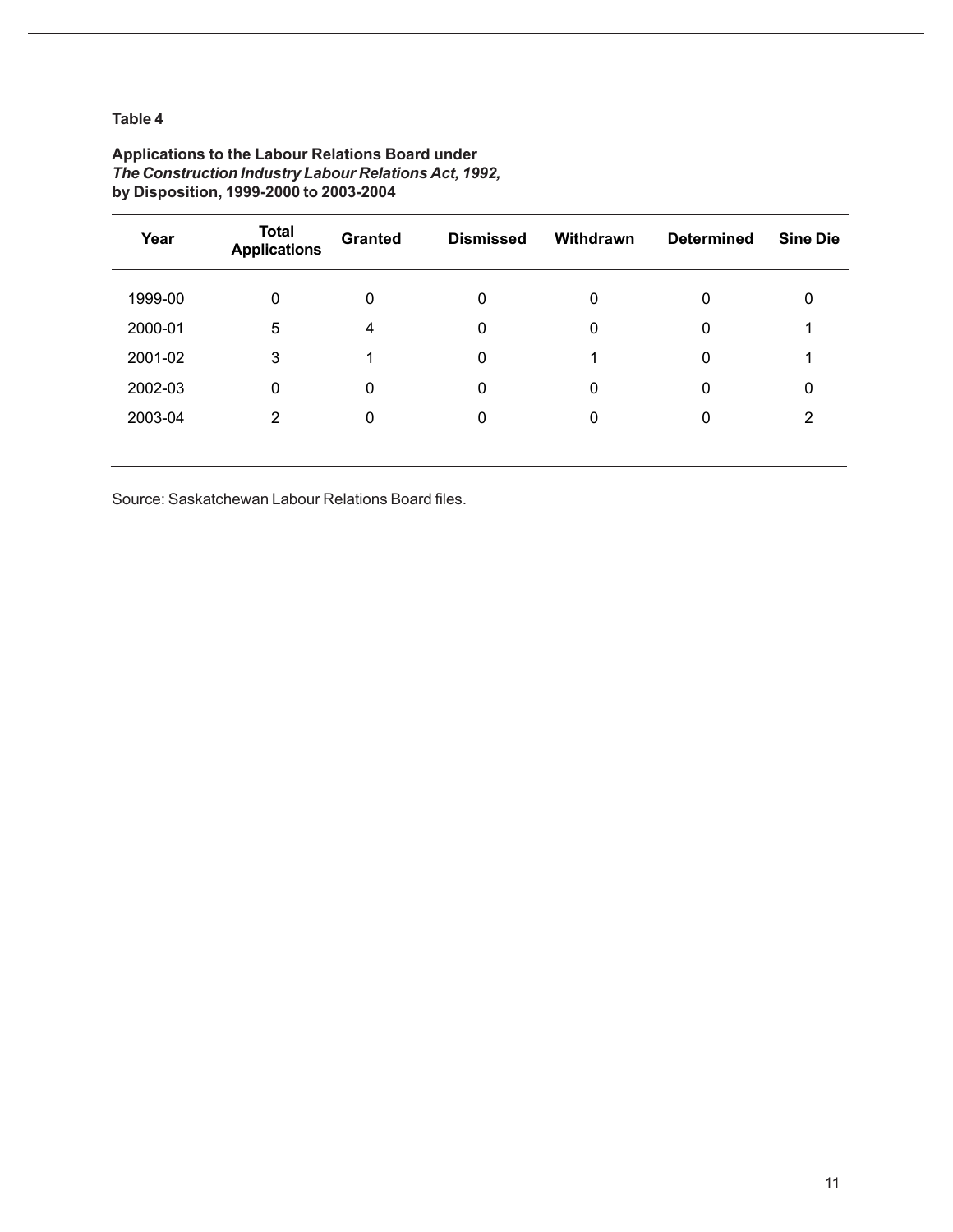**Table 4**

**Applications to the Labour Relations Board under**
***The Construction Industry Labour Relations Act, 1992,***
**by Disposition, 1999-2000 to 2003-2004**

| Year | Total Applications | Granted | Dismissed | Withdrawn | Determined | Sine Die |
|---|---|---|---|---|---|---|
| 1999-00 | 0 | 0 | 0 | 0 | 0 | 0 |
| 2000-01 | 5 | 4 | 0 | 0 | 0 | 1 |
| 2001-02 | 3 | 1 | 0 | 1 | 0 | 1 |
| 2002-03 | 0 | 0 | 0 | 0 | 0 | 0 |
| 2003-04 | 2 | 0 | 0 | 0 | 0 | 2 |

Source: Saskatchewan Labour Relations Board files.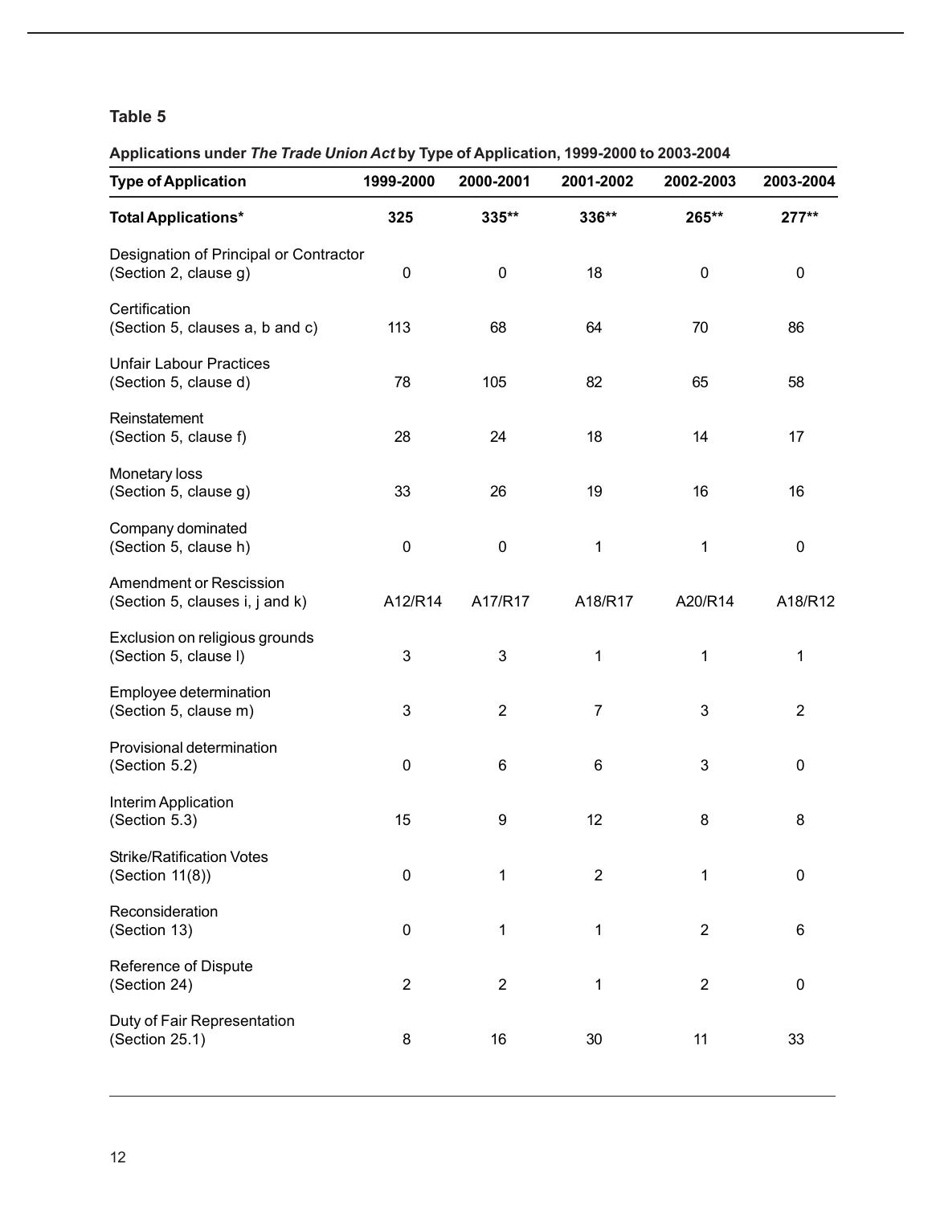**Table 5**

**Applications under *The Trade Union Act* by Type of Application, 1999-2000 to 2003-2004**

| Type of Application | 1999-2000 | 2000-2001 | 2001-2002 | 2002-2003 | 2003-2004 |
|---|---|---|---|---|---|
| **Total Applications*** | **325** | **335**** | **336**** | **265**** | **277**** |
| Designation of Principal or Contractor (Section 2, clause g) | 0 | 0 | 18 | 0 | 0 |
| Certification (Section 5, clauses a, b and c) | 113 | 68 | 64 | 70 | 86 |
| Unfair Labour Practices (Section 5, clause d) | 78 | 105 | 82 | 65 | 58 |
| Reinstatement (Section 5, clause f) | 28 | 24 | 18 | 14 | 17 |
| Monetary loss (Section 5, clause g) | 33 | 26 | 19 | 16 | 16 |
| Company dominated (Section 5, clause h) | 0 | 0 | 1 | 1 | 0 |
| Amendment or Rescission (Section 5, clauses i, j and k) | A12/R14 | A17/R17 | A18/R17 | A20/R14 | A18/R12 |
| Exclusion on religious grounds (Section 5, clause l) | 3 | 3 | 1 | 1 | 1 |
| Employee determination (Section 5, clause m) | 3 | 2 | 7 | 3 | 2 |
| Provisional determination (Section 5.2) | 0 | 6 | 6 | 3 | 0 |
| Interim Application (Section 5.3) | 15 | 9 | 12 | 8 | 8 |
| Strike/Ratification Votes (Section 11(8)) | 0 | 1 | 2 | 1 | 0 |
| Reconsideration (Section 13) | 0 | 1 | 1 | 2 | 6 |
| Reference of Dispute (Section 24) | 2 | 2 | 1 | 2 | 0 |
| Duty of Fair Representation (Section 25.1) | 8 | 16 | 30 | 11 | 33 |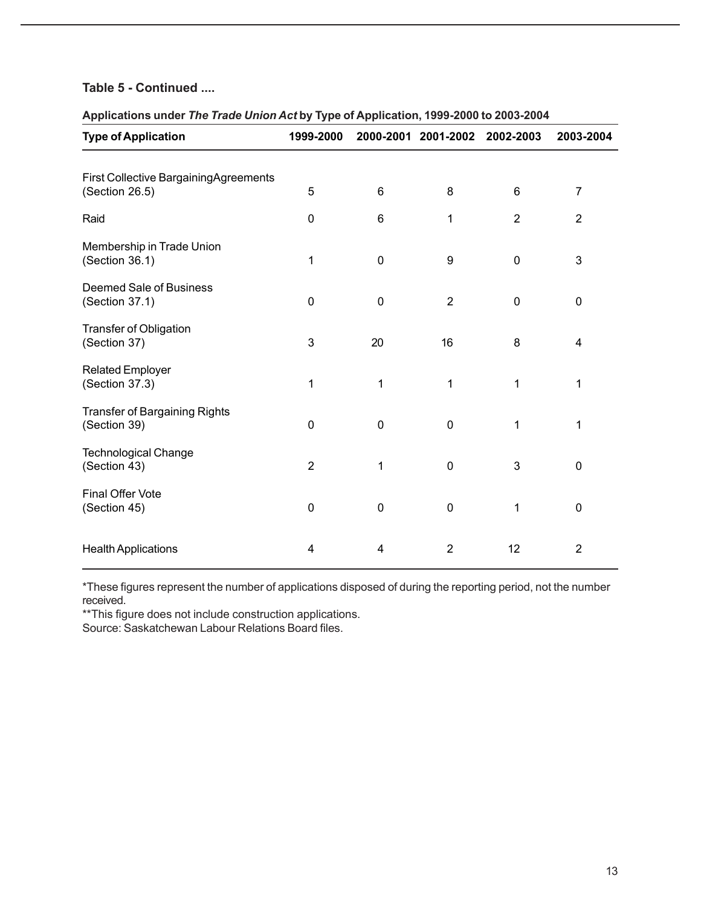**Table 5 - Continued ....**

**Applications under *The Trade Union Act* by Type of Application, 1999-2000 to 2003-2004**

| Type of Application | 1999-2000 | 2000-2001 | 2001-2002 | 2002-2003 | 2003-2004 |
|---|---|---|---|---|---|
| First Collective BargainingAgreements (Section 26.5) | 5 | 6 | 8 | 6 | 7 |
| Raid | 0 | 6 | 1 | 2 | 2 |
| Membership in Trade Union (Section 36.1) | 1 | 0 | 9 | 0 | 3 |
| Deemed Sale of Business (Section 37.1) | 0 | 0 | 2 | 0 | 0 |
| Transfer of Obligation (Section 37) | 3 | 20 | 16 | 8 | 4 |
| Related Employer (Section 37.3) | 1 | 1 | 1 | 1 | 1 |
| Transfer of Bargaining Rights (Section 39) | 0 | 0 | 0 | 1 | 1 |
| Technological Change (Section 43) | 2 | 1 | 0 | 3 | 0 |
| Final Offer Vote (Section 45) | 0 | 0 | 0 | 1 | 0 |
| Health Applications | 4 | 4 | 2 | 12 | 2 |

*These figures represent the number of applications disposed of during the reporting period, not the number received.
**This figure does not include construction applications.
Source: Saskatchewan Labour Relations Board files.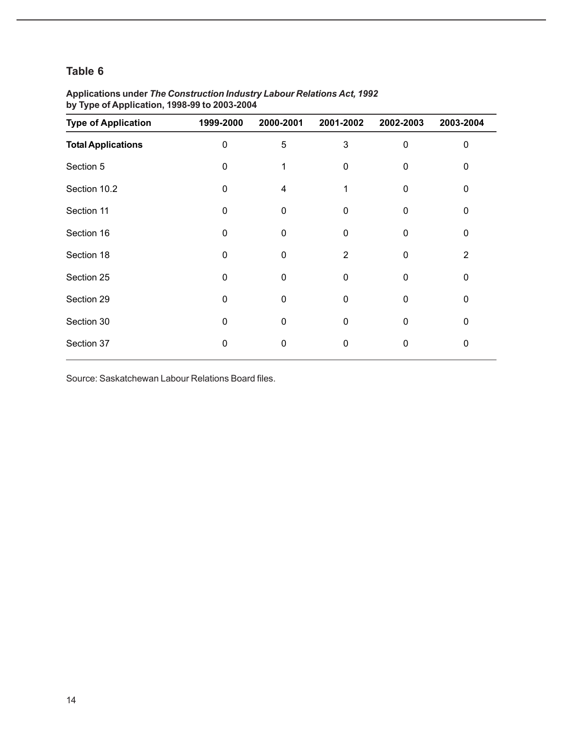## Table 6

**Applications under *The Construction Industry Labour Relations Act, 1992* by Type of Application, 1998-99 to 2003-2004**

| Type of Application | 1999-2000 | 2000-2001 | 2001-2002 | 2002-2003 | 2003-2004 |
|---|---|---|---|---|---|
| **Total Applications** | 0 | 5 | 3 | 0 | 0 |
| Section 5 | 0 | 1 | 0 | 0 | 0 |
| Section 10.2 | 0 | 4 | 1 | 0 | 0 |
| Section 11 | 0 | 0 | 0 | 0 | 0 |
| Section 16 | 0 | 0 | 0 | 0 | 0 |
| Section 18 | 0 | 0 | 2 | 0 | 2 |
| Section 25 | 0 | 0 | 0 | 0 | 0 |
| Section 29 | 0 | 0 | 0 | 0 | 0 |
| Section 30 | 0 | 0 | 0 | 0 | 0 |
| Section 37 | 0 | 0 | 0 | 0 | 0 |

Source: Saskatchewan Labour Relations Board files.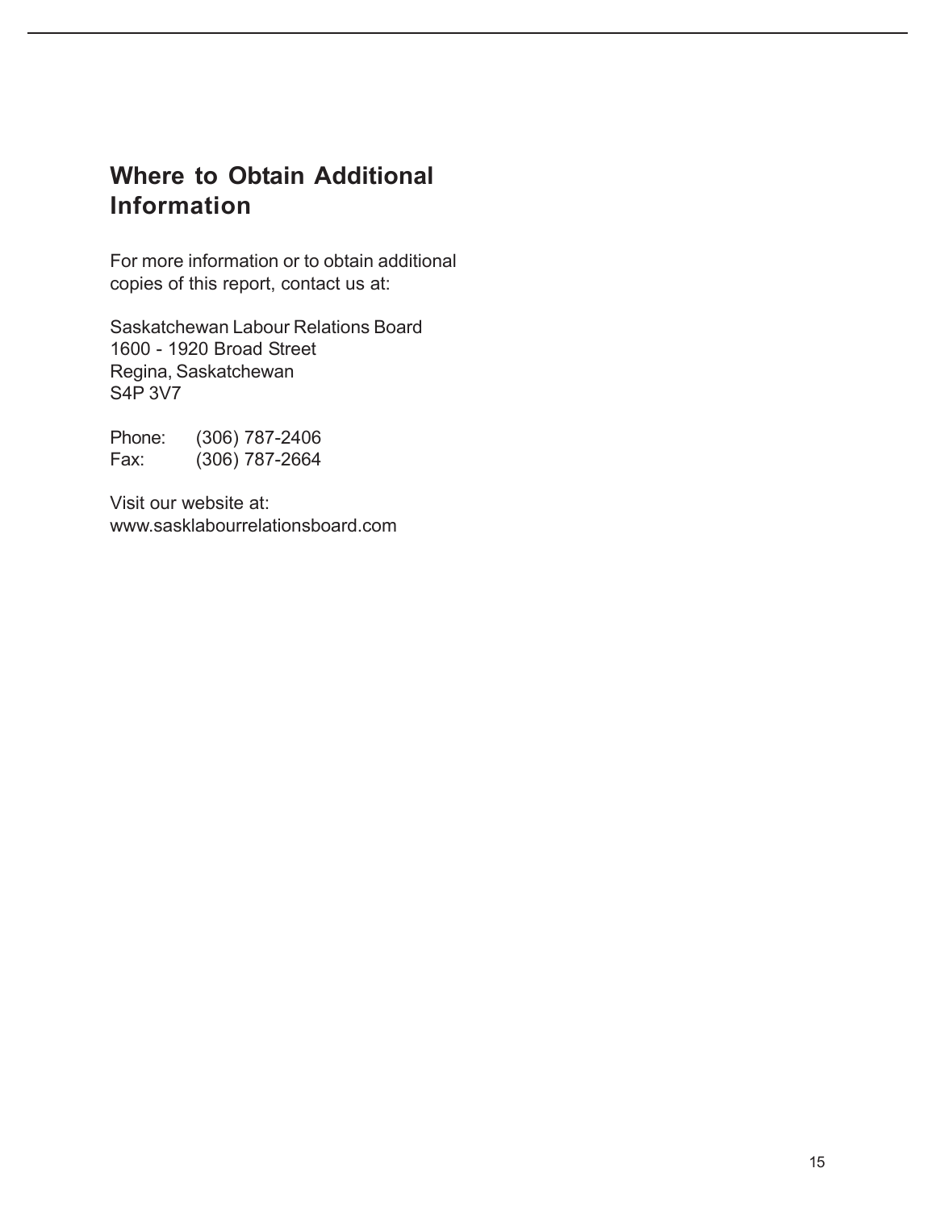## Where to Obtain Additional Information

For more information or to obtain additional copies of this report, contact us at:

Saskatchewan Labour Relations Board
1600 - 1920 Broad Street
Regina, Saskatchewan
S4P 3V7

Phone: (306) 787-2406
Fax: (306) 787-2664

Visit our website at:
www.sasklabourrelationsboard.com